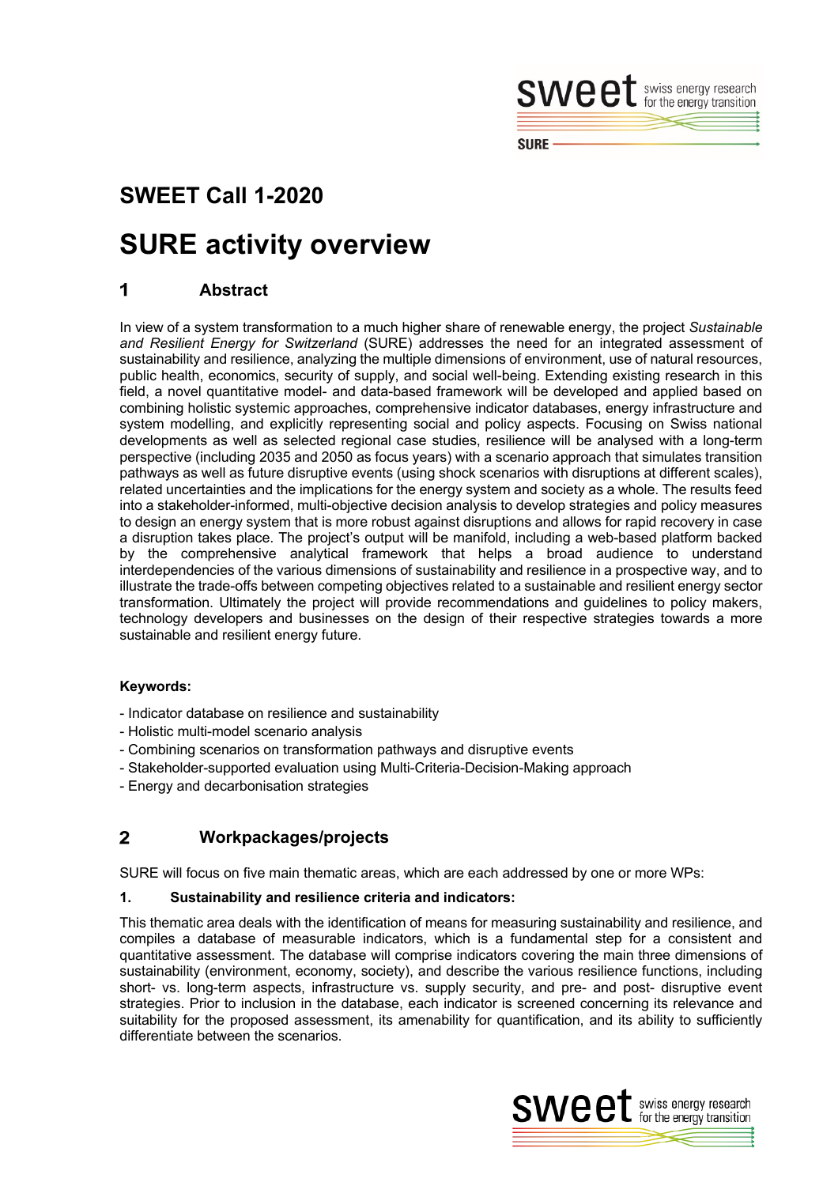# SWEET Call 1-2020

# SURE activity overview

## 1 Abstract

In view of a system transformation to a much higher share of renewable energy, the project *Sustainable and Resilient Energy for Switzerland* (SURE) addresses the need for an integrated assessment of sustainability and resilience, analyzing the multiple dimensions of environment, use of natural resources, public health, economics, security of supply, and social well-being. Extending existing research in this field, a novel quantitative model- and data-based framework will be developed and applied based on combining holistic systemic approaches, comprehensive indicator databases, energy infrastructure and system modelling, and explicitly representing social and policy aspects. Focusing on Swiss national developments as well as selected regional case studies, resilience will be analysed with a long-term perspective (including 2035 and 2050 as focus years) with a scenario approach that simulates transition pathways as well as future disruptive events (using shock scenarios with disruptions at different scales), related uncertainties and the implications for the energy system and society as a whole. The results feed into a stakeholder-informed, multi-objective decision analysis to develop strategies and policy measures to design an energy system that is more robust against disruptions and allows for rapid recovery in case a disruption takes place. The project's output will be manifold, including a web-based platform backed by the comprehensive analytical framework that helps a broad audience to understand interdependencies of the various dimensions of sustainability and resilience in a prospective way, and to illustrate the trade-offs between competing objectives related to a sustainable and resilient energy sector transformation. Ultimately the project will provide recommendations and guidelines to policy makers, technology developers and businesses on the design of their respective strategies towards a more sustainable and resilient energy future.

**Keywords:**

- Indicator database on resilience and sustainability
- Holistic multi-model scenario analysis
- Combining scenarios on transformation pathways and disruptive events
- Stakeholder-supported evaluation using Multi-Criteria-Decision-Making approach
- Energy and decarbonisation strategies

## 2 Workpackages/projects

SURE will focus on five main thematic areas, which are each addressed by one or more WPs:

**1. Sustainability and resilience criteria and indicators:**

This thematic area deals with the identification of means for measuring sustainability and resilience, and compiles a database of measurable indicators, which is a fundamental step for a consistent and quantitative assessment. The database will comprise indicators covering the main three dimensions of sustainability (environment, economy, society), and describe the various resilience functions, including short- vs. long-term aspects, infrastructure vs. supply security, and pre- and post- disruptive event strategies. Prior to inclusion in the database, each indicator is screened concerning its relevance and suitability for the proposed assessment, its amenability for quantification, and its ability to sufficiently differentiate between the scenarios.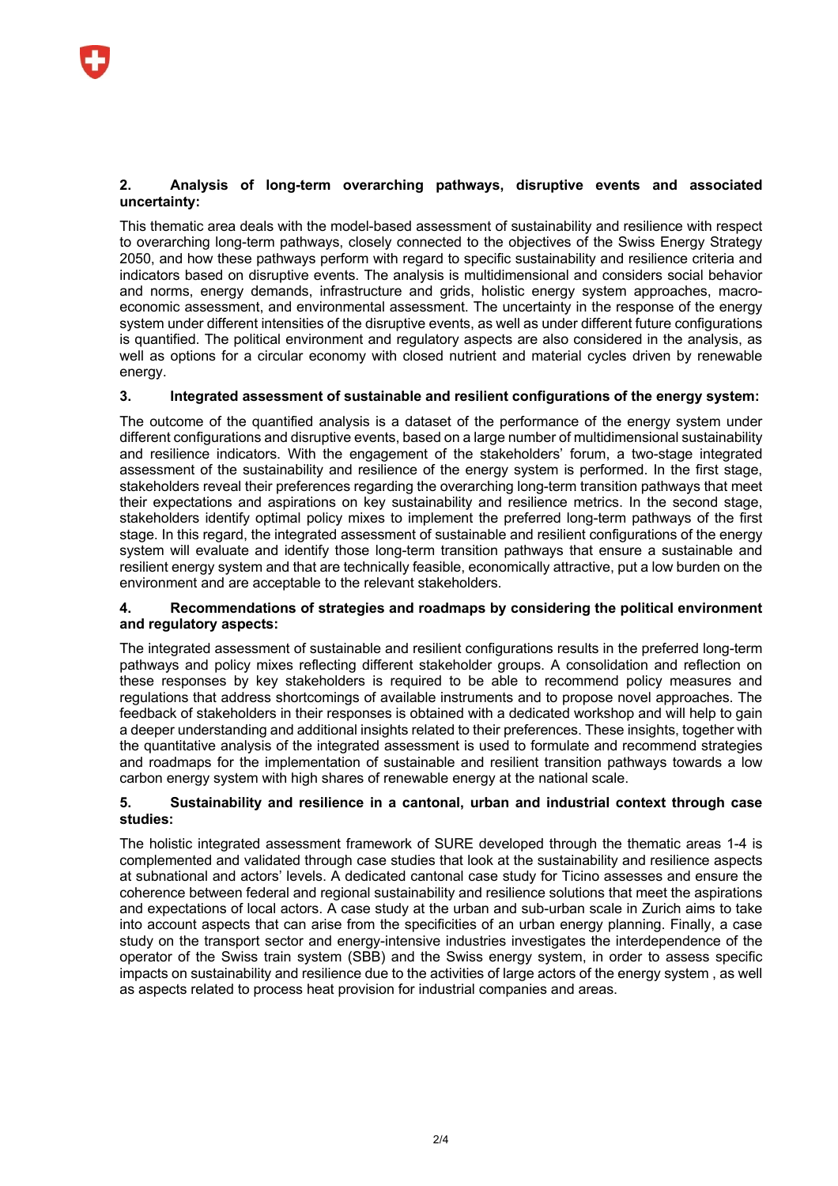**2. Analysis of long-term overarching pathways, disruptive events and associated uncertainty:**

This thematic area deals with the model-based assessment of sustainability and resilience with respect to overarching long-term pathways, closely connected to the objectives of the Swiss Energy Strategy 2050, and how these pathways perform with regard to specific sustainability and resilience criteria and indicators based on disruptive events. The analysis is multidimensional and considers social behavior and norms, energy demands, infrastructure and grids, holistic energy system approaches, macro-economic assessment, and environmental assessment. The uncertainty in the response of the energy system under different intensities of the disruptive events, as well as under different future configurations is quantified. The political environment and regulatory aspects are also considered in the analysis, as well as options for a circular economy with closed nutrient and material cycles driven by renewable energy.

**3. Integrated assessment of sustainable and resilient configurations of the energy system:**

The outcome of the quantified analysis is a dataset of the performance of the energy system under different configurations and disruptive events, based on a large number of multidimensional sustainability and resilience indicators. With the engagement of the stakeholders' forum, a two-stage integrated assessment of the sustainability and resilience of the energy system is performed. In the first stage, stakeholders reveal their preferences regarding the overarching long-term transition pathways that meet their expectations and aspirations on key sustainability and resilience metrics. In the second stage, stakeholders identify optimal policy mixes to implement the preferred long-term pathways of the first stage. In this regard, the integrated assessment of sustainable and resilient configurations of the energy system will evaluate and identify those long-term transition pathways that ensure a sustainable and resilient energy system and that are technically feasible, economically attractive, put a low burden on the environment and are acceptable to the relevant stakeholders.

**4. Recommendations of strategies and roadmaps by considering the political environment and regulatory aspects:**

The integrated assessment of sustainable and resilient configurations results in the preferred long-term pathways and policy mixes reflecting different stakeholder groups. A consolidation and reflection on these responses by key stakeholders is required to be able to recommend policy measures and regulations that address shortcomings of available instruments and to propose novel approaches. The feedback of stakeholders in their responses is obtained with a dedicated workshop and will help to gain a deeper understanding and additional insights related to their preferences. These insights, together with the quantitative analysis of the integrated assessment is used to formulate and recommend strategies and roadmaps for the implementation of sustainable and resilient transition pathways towards a low carbon energy system with high shares of renewable energy at the national scale.

**5. Sustainability and resilience in a cantonal, urban and industrial context through case studies:**

The holistic integrated assessment framework of SURE developed through the thematic areas 1-4 is complemented and validated through case studies that look at the sustainability and resilience aspects at subnational and actors' levels. A dedicated cantonal case study for Ticino assesses and ensure the coherence between federal and regional sustainability and resilience solutions that meet the aspirations and expectations of local actors. A case study at the urban and sub-urban scale in Zurich aims to take into account aspects that can arise from the specificities of an urban energy planning. Finally, a case study on the transport sector and energy-intensive industries investigates the interdependence of the operator of the Swiss train system (SBB) and the Swiss energy system, in order to assess specific impacts on sustainability and resilience due to the activities of large actors of the energy system , as well as aspects related to process heat provision for industrial companies and areas.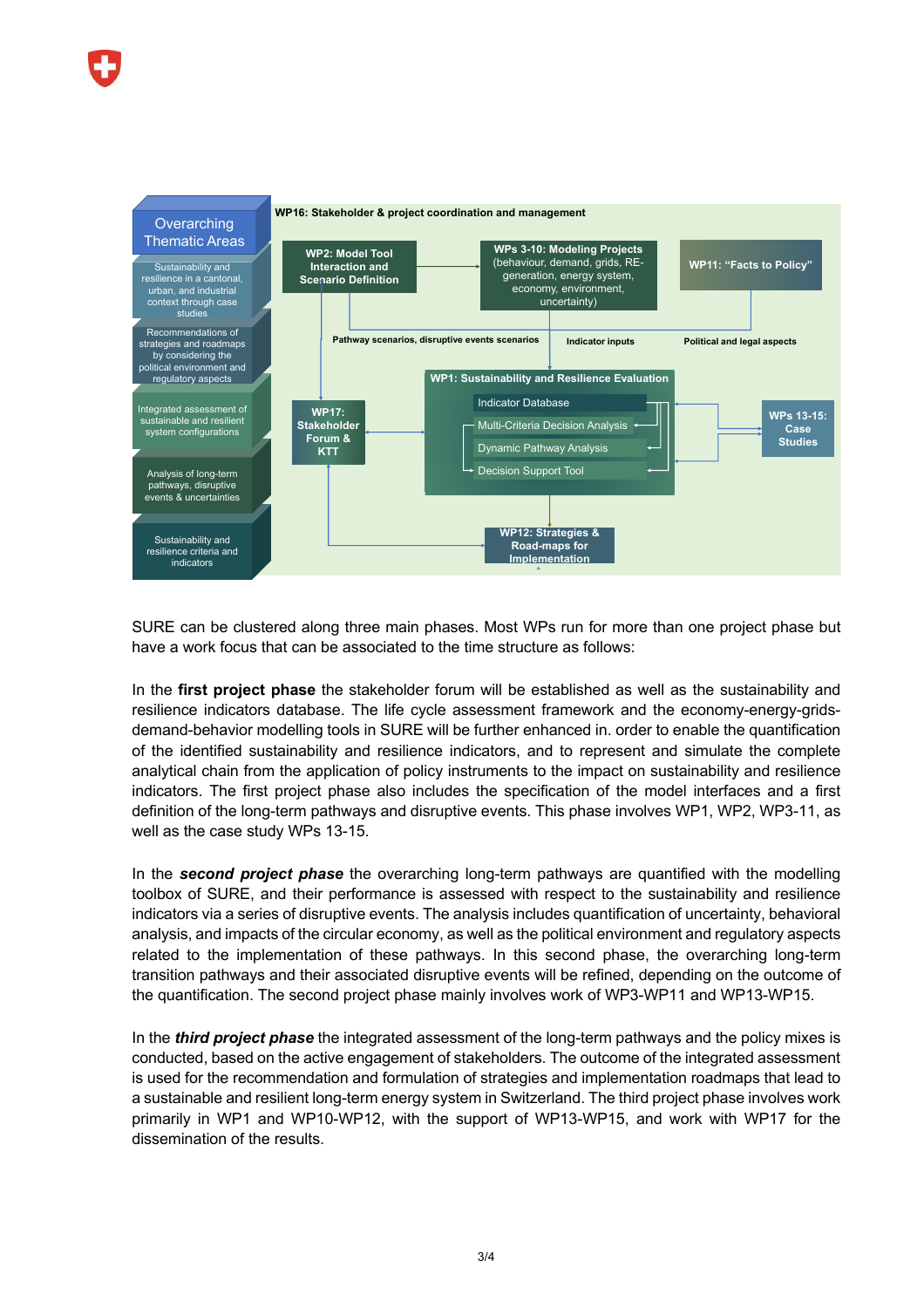SURE can be clustered along three main phases. Most WPs run for more than one project phase but have a work focus that can be associated to the time structure as follows:

In the **first project phase** the stakeholder forum will be established as well as the sustainability and resilience indicators database. The life cycle assessment framework and the economy-energy-grids-demand-behavior modelling tools in SURE will be further enhanced in. order to enable the quantification of the identified sustainability and resilience indicators, and to represent and simulate the complete analytical chain from the application of policy instruments to the impact on sustainability and resilience indicators. The first project phase also includes the specification of the model interfaces and a first definition of the long-term pathways and disruptive events. This phase involves WP1, WP2, WP3-11, as well as the case study WPs 13-15.

In the ***second project phase*** the overarching long-term pathways are quantified with the modelling toolbox of SURE, and their performance is assessed with respect to the sustainability and resilience indicators via a series of disruptive events. The analysis includes quantification of uncertainty, behavioral analysis, and impacts of the circular economy, as well as the political environment and regulatory aspects related to the implementation of these pathways. In this second phase, the overarching long-term transition pathways and their associated disruptive events will be refined, depending on the outcome of the quantification. The second project phase mainly involves work of WP3-WP11 and WP13-WP15.

In the ***third project phase*** the integrated assessment of the long-term pathways and the policy mixes is conducted, based on the active engagement of stakeholders. The outcome of the integrated assessment is used for the recommendation and formulation of strategies and implementation roadmaps that lead to a sustainable and resilient long-term energy system in Switzerland. The third project phase involves work primarily in WP1 and WP10-WP12, with the support of WP13-WP15, and work with WP17 for the dissemination of the results.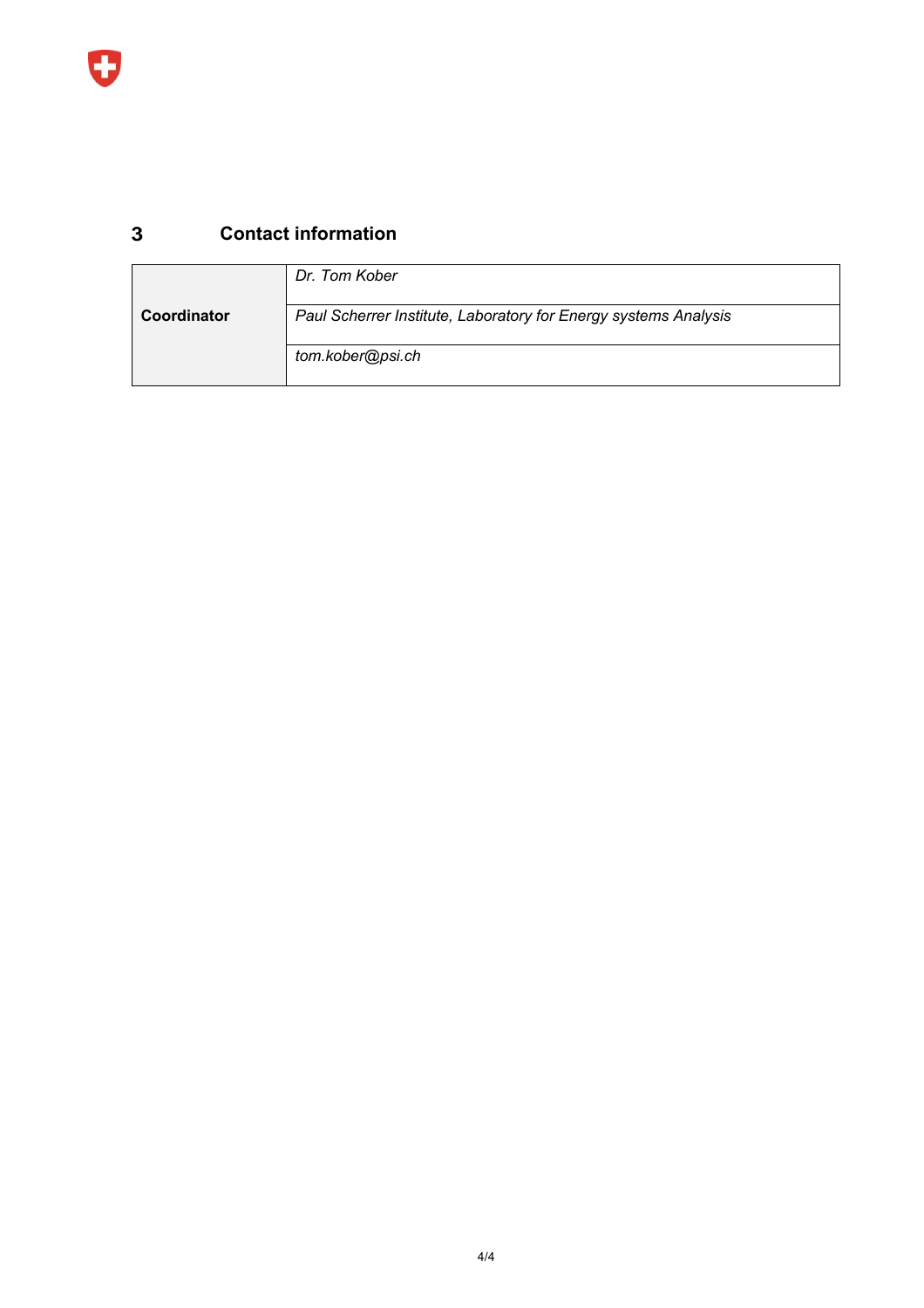## 3 Contact information

| | |
|---|---|
| **Coordinator** | *Dr. Tom Kober* |
| | *Paul Scherrer Institute, Laboratory for Energy systems Analysis* |
| | *tom.kober@psi.ch* |